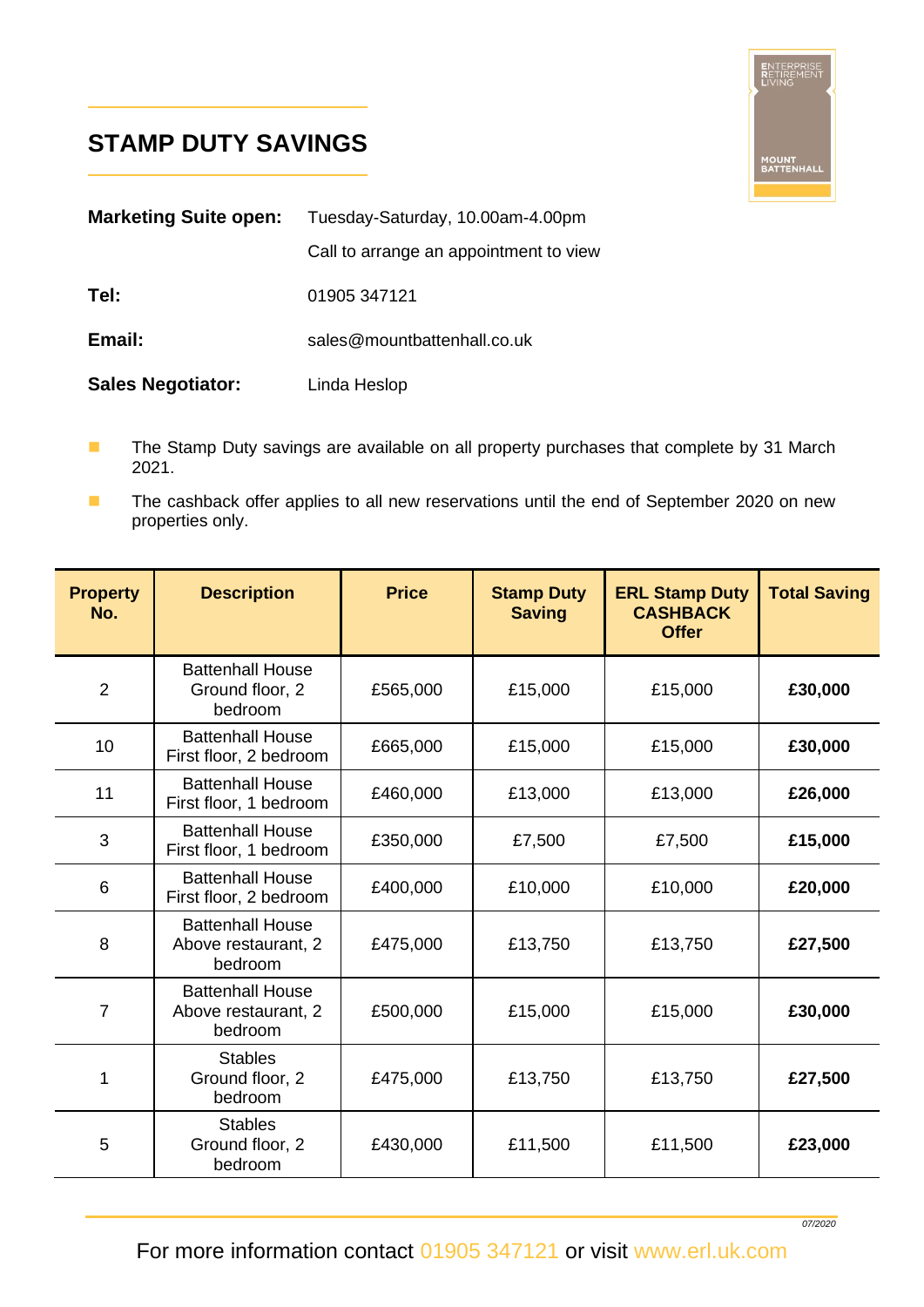# STAMP DUTY SAVINGS

ENTERPRISE RETIREMENT LIVING
MOUNT BATTENHALL

**Marketing Suite open:** Tuesday-Saturday, 10.00am-4.00pm

Call to arrange an appointment to view

**Tel:** 01905 347121

**Email:** sales@mountbattenhall.co.uk

**Sales Negotiator:** Linda Heslop

- The Stamp Duty savings are available on all property purchases that complete by 31 March 2021.
- The cashback offer applies to all new reservations until the end of September 2020 on new properties only.

| Property No. | Description | Price | Stamp Duty Saving | ERL Stamp Duty CASHBACK Offer | Total Saving |
|---|---|---|---|---|---|
| 2 | Battenhall House Ground floor, 2 bedroom | £565,000 | £15,000 | £15,000 | **£30,000** |
| 10 | Battenhall House First floor, 2 bedroom | £665,000 | £15,000 | £15,000 | **£30,000** |
| 11 | Battenhall House First floor, 1 bedroom | £460,000 | £13,000 | £13,000 | **£26,000** |
| 3 | Battenhall House First floor, 1 bedroom | £350,000 | £7,500 | £7,500 | **£15,000** |
| 6 | Battenhall House First floor, 2 bedroom | £400,000 | £10,000 | £10,000 | **£20,000** |
| 8 | Battenhall House Above restaurant, 2 bedroom | £475,000 | £13,750 | £13,750 | **£27,500** |
| 7 | Battenhall House Above restaurant, 2 bedroom | £500,000 | £15,000 | £15,000 | **£30,000** |
| 1 | Stables Ground floor, 2 bedroom | £475,000 | £13,750 | £13,750 | **£27,500** |
| 5 | Stables Ground floor, 2 bedroom | £430,000 | £11,500 | £11,500 | **£23,000** |

*07/2020*

For more information contact 01905 347121 or visit www.erl.uk.com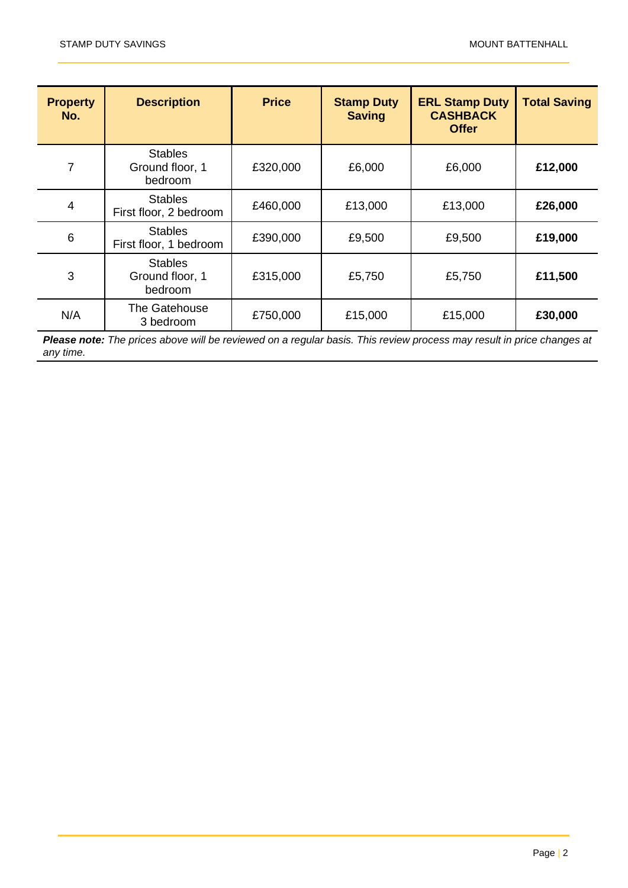| Property No. | Description | Price | Stamp Duty Saving | ERL Stamp Duty CASHBACK Offer | Total Saving |
|---|---|---|---|---|---|
| 7 | Stables Ground floor, 1 bedroom | £320,000 | £6,000 | £6,000 | **£12,000** |
| 4 | Stables First floor, 2 bedroom | £460,000 | £13,000 | £13,000 | **£26,000** |
| 6 | Stables First floor, 1 bedroom | £390,000 | £9,500 | £9,500 | **£19,000** |
| 3 | Stables Ground floor, 1 bedroom | £315,000 | £5,750 | £5,750 | **£11,500** |
| N/A | The Gatehouse 3 bedroom | £750,000 | £15,000 | £15,000 | **£30,000** |

***Please note:*** *The prices above will be reviewed on a regular basis. This review process may result in price changes at any time.*